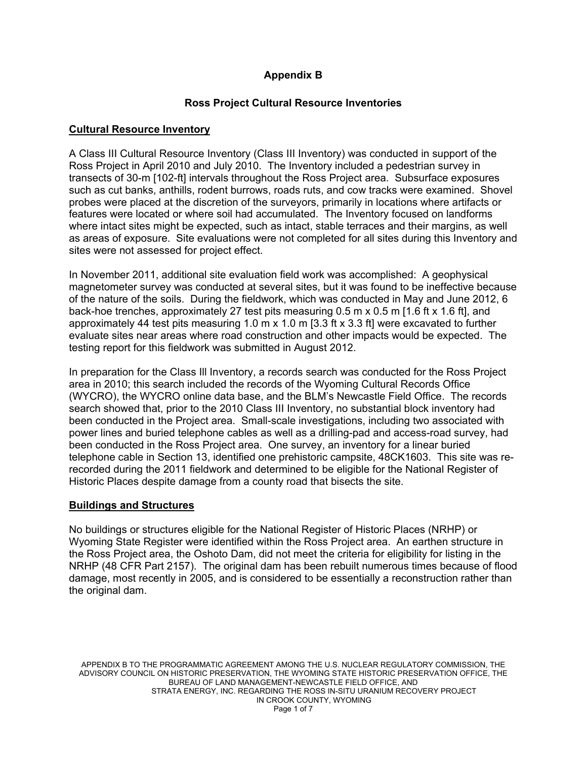# Appendix B

## Ross Project Cultural Resource Inventories

### Cultural Resource Inventory

A Class III Cultural Resource Inventory (Class III Inventory) was conducted in support of the Ross Project in April 2010 and July 2010. The Inventory included a pedestrian survey in transects of 30-m [102-ft] intervals throughout the Ross Project area. Subsurface exposures such as cut banks, anthills, rodent burrows, roads ruts, and cow tracks were examined. Shovel probes were placed at the discretion of the surveyors, primarily in locations where artifacts or features were located or where soil had accumulated. The Inventory focused on landforms where intact sites might be expected, such as intact, stable terraces and their margins, as well as areas of exposure. Site evaluations were not completed for all sites during this Inventory and sites were not assessed for project effect.

In November 2011, additional site evaluation field work was accomplished: A geophysical magnetometer survey was conducted at several sites, but it was found to be ineffective because of the nature of the soils. During the fieldwork, which was conducted in May and June 2012, 6 back-hoe trenches, approximately 27 test pits measuring 0.5 m x 0.5 m [1.6 ft x 1.6 ft], and approximately 44 test pits measuring 1.0 m x 1.0 m [3.3 ft x 3.3 ft] were excavated to further evaluate sites near areas where road construction and other impacts would be expected. The testing report for this fieldwork was submitted in August 2012.

In preparation for the Class Ill Inventory, a records search was conducted for the Ross Project area in 2010; this search included the records of the Wyoming Cultural Records Office (WYCRO), the WYCRO online data base, and the BLM's Newcastle Field Office. The records search showed that, prior to the 2010 Class III Inventory, no substantial block inventory had been conducted in the Project area. Small-scale investigations, including two associated with power lines and buried telephone cables as well as a drilling-pad and access-road survey, had been conducted in the Ross Project area. One survey, an inventory for a linear buried telephone cable in Section 13, identified one prehistoric campsite, 48CK1603. This site was re-recorded during the 2011 fieldwork and determined to be eligible for the National Register of Historic Places despite damage from a county road that bisects the site.

### Buildings and Structures

No buildings or structures eligible for the National Register of Historic Places (NRHP) or Wyoming State Register were identified within the Ross Project area. An earthen structure in the Ross Project area, the Oshoto Dam, did not meet the criteria for eligibility for listing in the NRHP (48 CFR Part 2157). The original dam has been rebuilt numerous times because of flood damage, most recently in 2005, and is considered to be essentially a reconstruction rather than the original dam.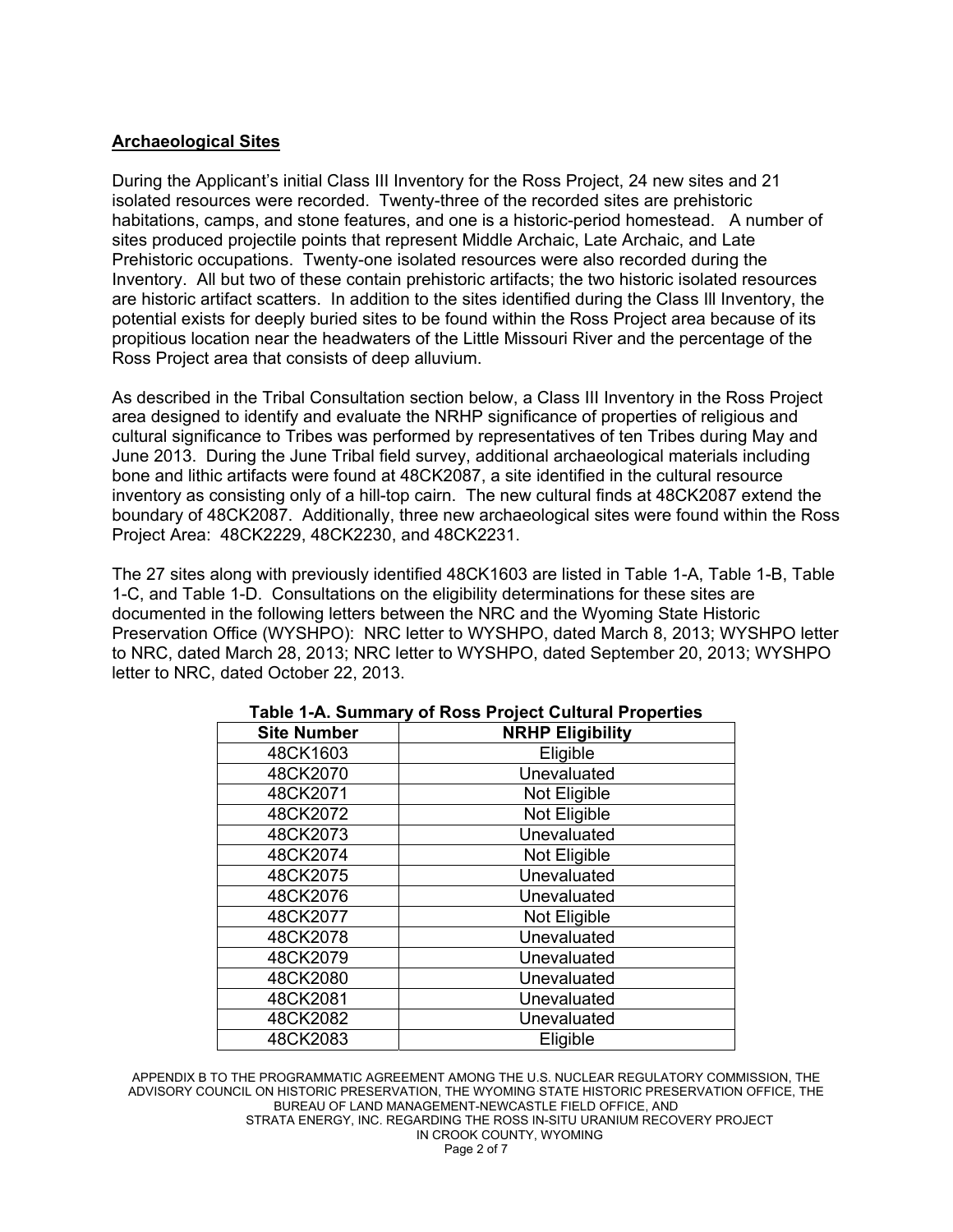## Archaeological Sites

During the Applicant's initial Class III Inventory for the Ross Project, 24 new sites and 21 isolated resources were recorded. Twenty-three of the recorded sites are prehistoric habitations, camps, and stone features, and one is a historic-period homestead. A number of sites produced projectile points that represent Middle Archaic, Late Archaic, and Late Prehistoric occupations. Twenty-one isolated resources were also recorded during the Inventory. All but two of these contain prehistoric artifacts; the two historic isolated resources are historic artifact scatters. In addition to the sites identified during the Class III Inventory, the potential exists for deeply buried sites to be found within the Ross Project area because of its propitious location near the headwaters of the Little Missouri River and the percentage of the Ross Project area that consists of deep alluvium.

As described in the Tribal Consultation section below, a Class III Inventory in the Ross Project area designed to identify and evaluate the NRHP significance of properties of religious and cultural significance to Tribes was performed by representatives of ten Tribes during May and June 2013. During the June Tribal field survey, additional archaeological materials including bone and lithic artifacts were found at 48CK2087, a site identified in the cultural resource inventory as consisting only of a hill-top cairn. The new cultural finds at 48CK2087 extend the boundary of 48CK2087. Additionally, three new archaeological sites were found within the Ross Project Area: 48CK2229, 48CK2230, and 48CK2231.

The 27 sites along with previously identified 48CK1603 are listed in Table 1-A, Table 1-B, Table 1-C, and Table 1-D. Consultations on the eligibility determinations for these sites are documented in the following letters between the NRC and the Wyoming State Historic Preservation Office (WYSHPO): NRC letter to WYSHPO, dated March 8, 2013; WYSHPO letter to NRC, dated March 28, 2013; NRC letter to WYSHPO, dated September 20, 2013; WYSHPO letter to NRC, dated October 22, 2013.

**Table 1-A. Summary of Ross Project Cultural Properties**

| Site Number | NRHP Eligibility |
|---|---|
| 48CK1603 | Eligible |
| 48CK2070 | Unevaluated |
| 48CK2071 | Not Eligible |
| 48CK2072 | Not Eligible |
| 48CK2073 | Unevaluated |
| 48CK2074 | Not Eligible |
| 48CK2075 | Unevaluated |
| 48CK2076 | Unevaluated |
| 48CK2077 | Not Eligible |
| 48CK2078 | Unevaluated |
| 48CK2079 | Unevaluated |
| 48CK2080 | Unevaluated |
| 48CK2081 | Unevaluated |
| 48CK2082 | Unevaluated |
| 48CK2083 | Eligible |

APPENDIX B TO THE PROGRAMMATIC AGREEMENT AMONG THE U.S. NUCLEAR REGULATORY COMMISSION, THE ADVISORY COUNCIL ON HISTORIC PRESERVATION, THE WYOMING STATE HISTORIC PRESERVATION OFFICE, THE BUREAU OF LAND MANAGEMENT-NEWCASTLE FIELD OFFICE, AND STRATA ENERGY, INC. REGARDING THE ROSS IN-SITU URANIUM RECOVERY PROJECT IN CROOK COUNTY, WYOMING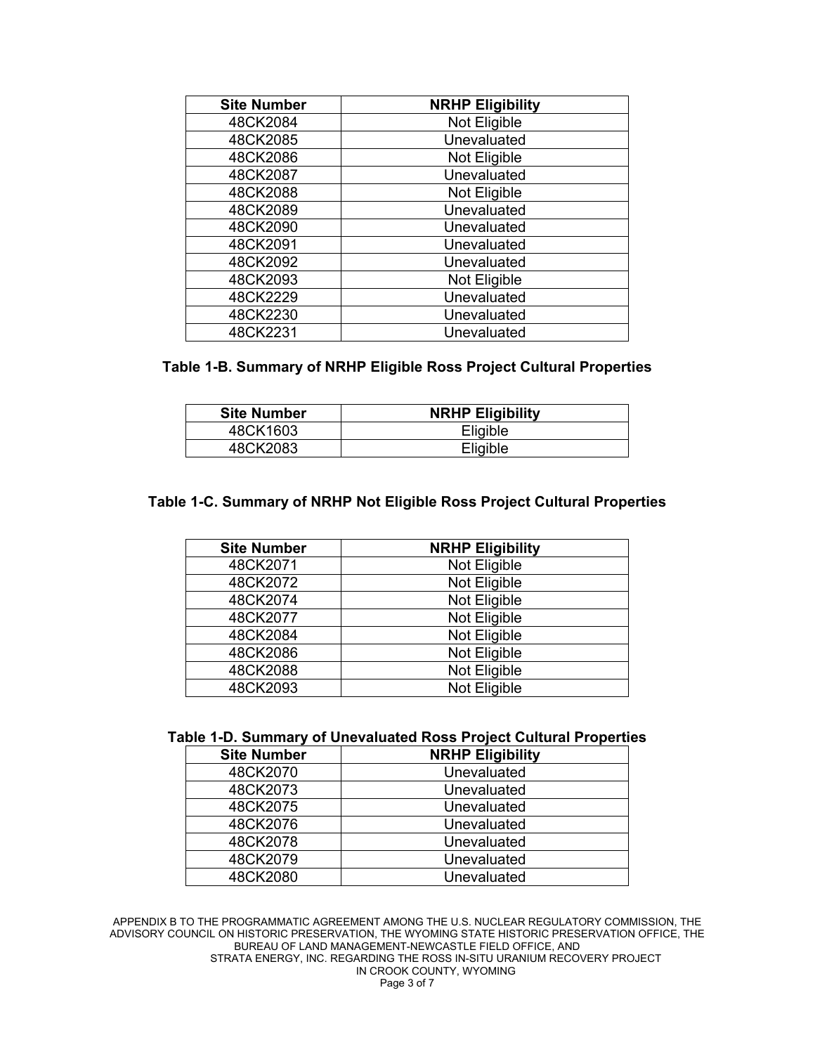| Site Number | NRHP Eligibility |
|---|---|
| 48CK2084 | Not Eligible |
| 48CK2085 | Unevaluated |
| 48CK2086 | Not Eligible |
| 48CK2087 | Unevaluated |
| 48CK2088 | Not Eligible |
| 48CK2089 | Unevaluated |
| 48CK2090 | Unevaluated |
| 48CK2091 | Unevaluated |
| 48CK2092 | Unevaluated |
| 48CK2093 | Not Eligible |
| 48CK2229 | Unevaluated |
| 48CK2230 | Unevaluated |
| 48CK2231 | Unevaluated |

**Table 1-B. Summary of NRHP Eligible Ross Project Cultural Properties**

| Site Number | NRHP Eligibility |
|---|---|
| 48CK1603 | Eligible |
| 48CK2083 | Eligible |

**Table 1-C. Summary of NRHP Not Eligible Ross Project Cultural Properties**

| Site Number | NRHP Eligibility |
|---|---|
| 48CK2071 | Not Eligible |
| 48CK2072 | Not Eligible |
| 48CK2074 | Not Eligible |
| 48CK2077 | Not Eligible |
| 48CK2084 | Not Eligible |
| 48CK2086 | Not Eligible |
| 48CK2088 | Not Eligible |
| 48CK2093 | Not Eligible |

**Table 1-D. Summary of Unevaluated Ross Project Cultural Properties**

| Site Number | NRHP Eligibility |
|---|---|
| 48CK2070 | Unevaluated |
| 48CK2073 | Unevaluated |
| 48CK2075 | Unevaluated |
| 48CK2076 | Unevaluated |
| 48CK2078 | Unevaluated |
| 48CK2079 | Unevaluated |
| 48CK2080 | Unevaluated |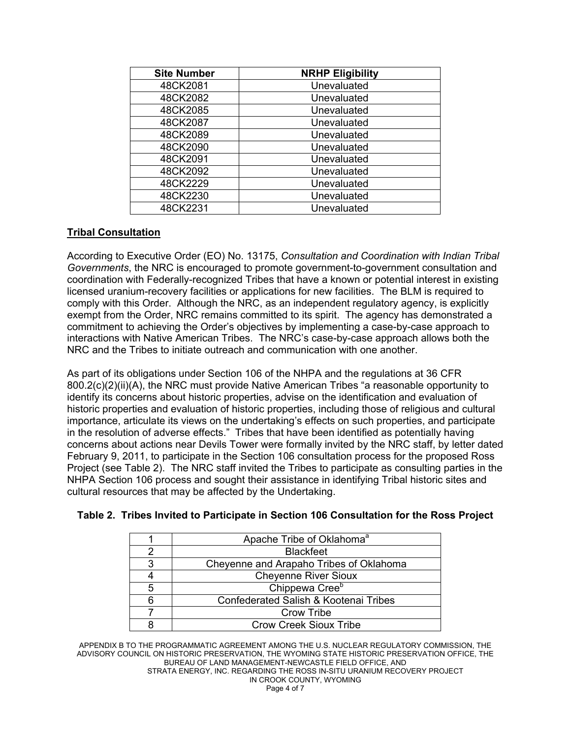| Site Number | NRHP Eligibility |
| --- | --- |
| 48CK2081 | Unevaluated |
| 48CK2082 | Unevaluated |
| 48CK2085 | Unevaluated |
| 48CK2087 | Unevaluated |
| 48CK2089 | Unevaluated |
| 48CK2090 | Unevaluated |
| 48CK2091 | Unevaluated |
| 48CK2092 | Unevaluated |
| 48CK2229 | Unevaluated |
| 48CK2230 | Unevaluated |
| 48CK2231 | Unevaluated |

## Tribal Consultation

According to Executive Order (EO) No. 13175, *Consultation and Coordination with Indian Tribal Governments*, the NRC is encouraged to promote government-to-government consultation and coordination with Federally-recognized Tribes that have a known or potential interest in existing licensed uranium-recovery facilities or applications for new facilities. The BLM is required to comply with this Order. Although the NRC, as an independent regulatory agency, is explicitly exempt from the Order, NRC remains committed to its spirit. The agency has demonstrated a commitment to achieving the Order's objectives by implementing a case-by-case approach to interactions with Native American Tribes. The NRC's case-by-case approach allows both the NRC and the Tribes to initiate outreach and communication with one another.

As part of its obligations under Section 106 of the NHPA and the regulations at 36 CFR 800.2(c)(2)(ii)(A), the NRC must provide Native American Tribes "a reasonable opportunity to identify its concerns about historic properties, advise on the identification and evaluation of historic properties and evaluation of historic properties, including those of religious and cultural importance, articulate its views on the undertaking's effects on such properties, and participate in the resolution of adverse effects." Tribes that have been identified as potentially having concerns about actions near Devils Tower were formally invited by the NRC staff, by letter dated February 9, 2011, to participate in the Section 106 consultation process for the proposed Ross Project (see Table 2). The NRC staff invited the Tribes to participate as consulting parties in the NHPA Section 106 process and sought their assistance in identifying Tribal historic sites and cultural resources that may be affected by the Undertaking.

**Table 2. Tribes Invited to Participate in Section 106 Consultation for the Ross Project**

| | |
| --- | --- |
| 1 | Apache Tribe of Oklahoma[a] |
| 2 | Blackfeet |
| 3 | Cheyenne and Arapaho Tribes of Oklahoma |
| 4 | Cheyenne River Sioux |
| 5 | Chippewa Cree[b] |
| 6 | Confederated Salish & Kootenai Tribes |
| 7 | Crow Tribe |
| 8 | Crow Creek Sioux Tribe |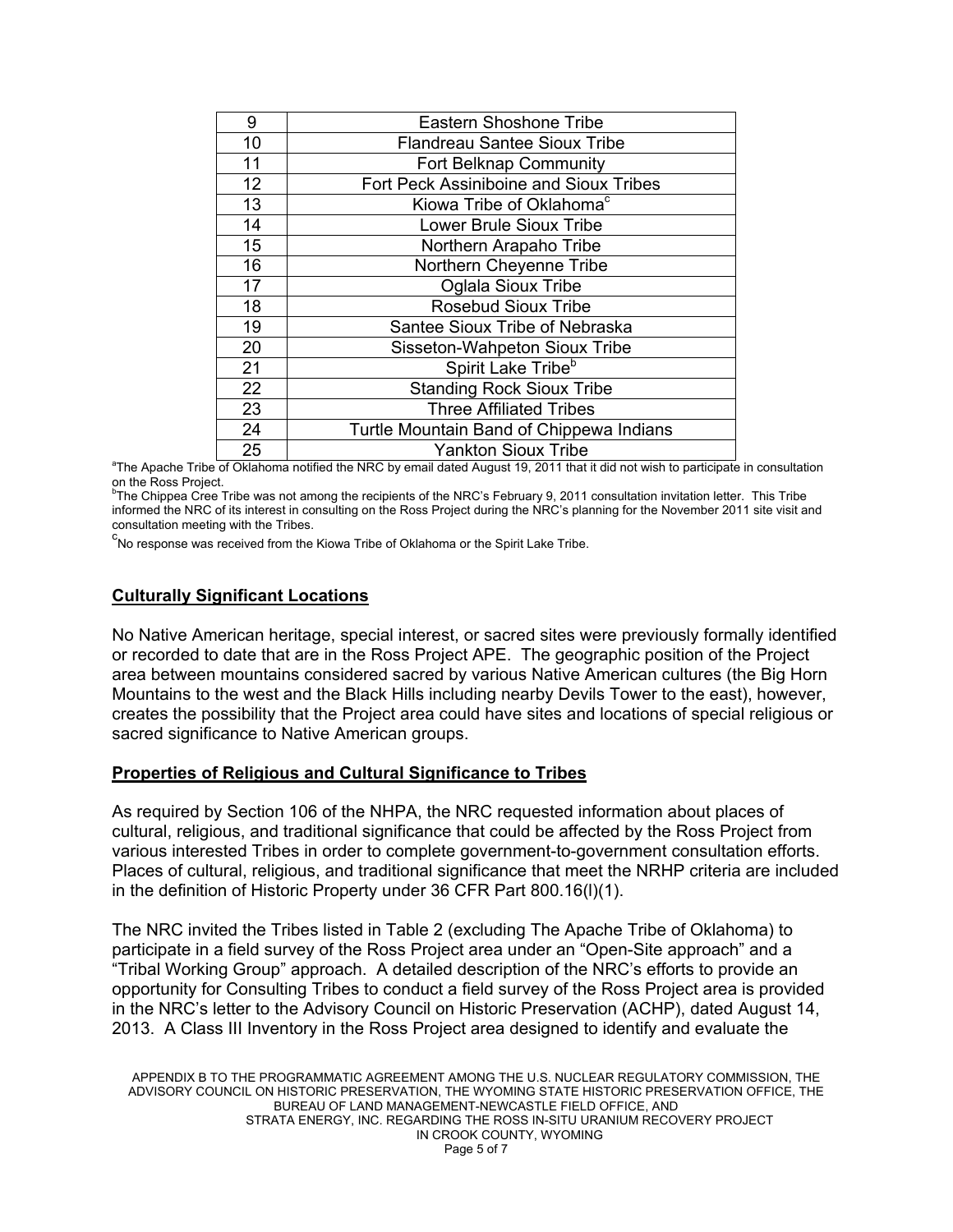| 9 | Eastern Shoshone Tribe |
|---|---|
| 10 | Flandreau Santee Sioux Tribe |
| 11 | Fort Belknap Community |
| 12 | Fort Peck Assiniboine and Sioux Tribes |
| 13 | Kiowa Tribe of Oklahoma[c] |
| 14 | Lower Brule Sioux Tribe |
| 15 | Northern Arapaho Tribe |
| 16 | Northern Cheyenne Tribe |
| 17 | Oglala Sioux Tribe |
| 18 | Rosebud Sioux Tribe |
| 19 | Santee Sioux Tribe of Nebraska |
| 20 | Sisseton-Wahpeton Sioux Tribe |
| 21 | Spirit Lake Tribe[b] |
| 22 | Standing Rock Sioux Tribe |
| 23 | Three Affiliated Tribes |
| 24 | Turtle Mountain Band of Chippewa Indians |
| 25 | Yankton Sioux Tribe |

[a]The Apache Tribe of Oklahoma notified the NRC by email dated August 19, 2011 that it did not wish to participate in consultation on the Ross Project.

[b]The Chippea Cree Tribe was not among the recipients of the NRC's February 9, 2011 consultation invitation letter. This Tribe informed the NRC of its interest in consulting on the Ross Project during the NRC's planning for the November 2011 site visit and consultation meeting with the Tribes.

[c]No response was received from the Kiowa Tribe of Oklahoma or the Spirit Lake Tribe.

## Culturally Significant Locations

No Native American heritage, special interest, or sacred sites were previously formally identified or recorded to date that are in the Ross Project APE. The geographic position of the Project area between mountains considered sacred by various Native American cultures (the Big Horn Mountains to the west and the Black Hills including nearby Devils Tower to the east), however, creates the possibility that the Project area could have sites and locations of special religious or sacred significance to Native American groups.

## Properties of Religious and Cultural Significance to Tribes

As required by Section 106 of the NHPA, the NRC requested information about places of cultural, religious, and traditional significance that could be affected by the Ross Project from various interested Tribes in order to complete government-to-government consultation efforts. Places of cultural, religious, and traditional significance that meet the NRHP criteria are included in the definition of Historic Property under 36 CFR Part 800.16(l)(1).

The NRC invited the Tribes listed in Table 2 (excluding The Apache Tribe of Oklahoma) to participate in a field survey of the Ross Project area under an "Open-Site approach" and a "Tribal Working Group" approach. A detailed description of the NRC's efforts to provide an opportunity for Consulting Tribes to conduct a field survey of the Ross Project area is provided in the NRC's letter to the Advisory Council on Historic Preservation (ACHP), dated August 14, 2013. A Class III Inventory in the Ross Project area designed to identify and evaluate the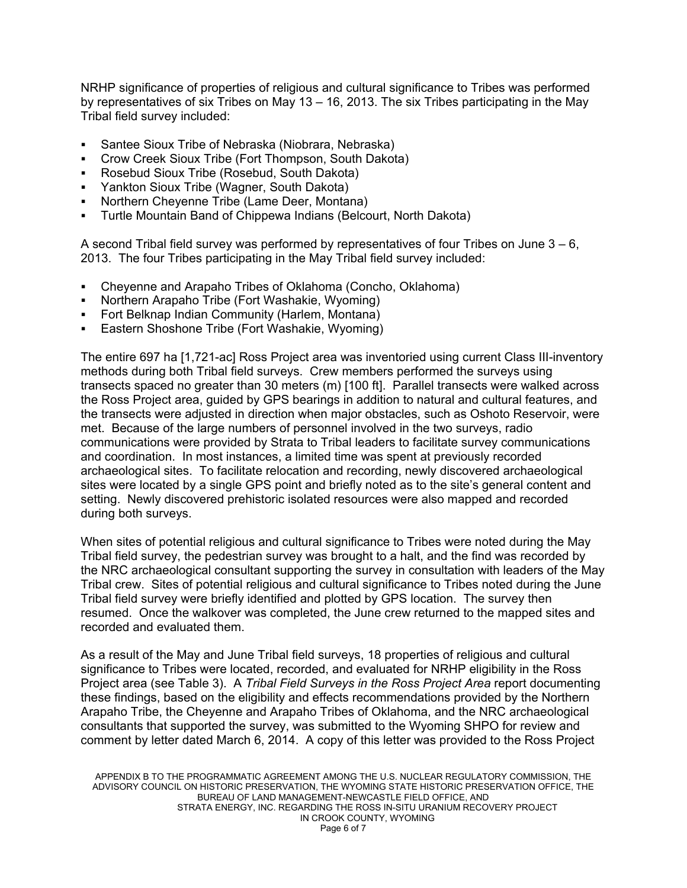NRHP significance of properties of religious and cultural significance to Tribes was performed by representatives of six Tribes on May 13 – 16, 2013. The six Tribes participating in the May Tribal field survey included:

- Santee Sioux Tribe of Nebraska (Niobrara, Nebraska)
- Crow Creek Sioux Tribe (Fort Thompson, South Dakota)
- Rosebud Sioux Tribe (Rosebud, South Dakota)
- Yankton Sioux Tribe (Wagner, South Dakota)
- Northern Cheyenne Tribe (Lame Deer, Montana)
- Turtle Mountain Band of Chippewa Indians (Belcourt, North Dakota)

A second Tribal field survey was performed by representatives of four Tribes on June 3 – 6, 2013. The four Tribes participating in the May Tribal field survey included:

- Cheyenne and Arapaho Tribes of Oklahoma (Concho, Oklahoma)
- Northern Arapaho Tribe (Fort Washakie, Wyoming)
- Fort Belknap Indian Community (Harlem, Montana)
- Eastern Shoshone Tribe (Fort Washakie, Wyoming)

The entire 697 ha [1,721-ac] Ross Project area was inventoried using current Class III-inventory methods during both Tribal field surveys. Crew members performed the surveys using transects spaced no greater than 30 meters (m) [100 ft]. Parallel transects were walked across the Ross Project area, guided by GPS bearings in addition to natural and cultural features, and the transects were adjusted in direction when major obstacles, such as Oshoto Reservoir, were met. Because of the large numbers of personnel involved in the two surveys, radio communications were provided by Strata to Tribal leaders to facilitate survey communications and coordination. In most instances, a limited time was spent at previously recorded archaeological sites. To facilitate relocation and recording, newly discovered archaeological sites were located by a single GPS point and briefly noted as to the site's general content and setting. Newly discovered prehistoric isolated resources were also mapped and recorded during both surveys.

When sites of potential religious and cultural significance to Tribes were noted during the May Tribal field survey, the pedestrian survey was brought to a halt, and the find was recorded by the NRC archaeological consultant supporting the survey in consultation with leaders of the May Tribal crew. Sites of potential religious and cultural significance to Tribes noted during the June Tribal field survey were briefly identified and plotted by GPS location. The survey then resumed. Once the walkover was completed, the June crew returned to the mapped sites and recorded and evaluated them.

As a result of the May and June Tribal field surveys, 18 properties of religious and cultural significance to Tribes were located, recorded, and evaluated for NRHP eligibility in the Ross Project area (see Table 3). A *Tribal Field Surveys in the Ross Project Area* report documenting these findings, based on the eligibility and effects recommendations provided by the Northern Arapaho Tribe, the Cheyenne and Arapaho Tribes of Oklahoma, and the NRC archaeological consultants that supported the survey, was submitted to the Wyoming SHPO for review and comment by letter dated March 6, 2014. A copy of this letter was provided to the Ross Project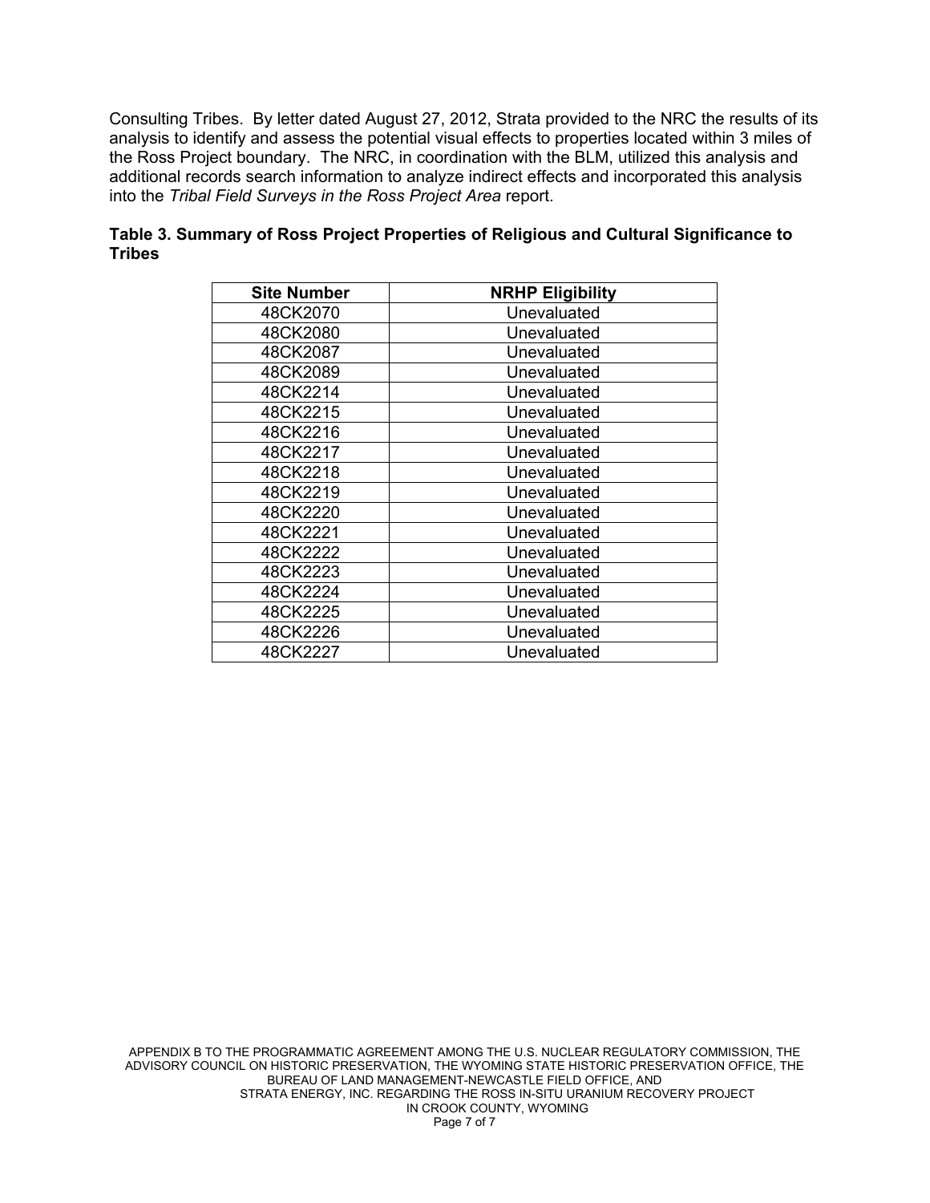Consulting Tribes. By letter dated August 27, 2012, Strata provided to the NRC the results of its analysis to identify and assess the potential visual effects to properties located within 3 miles of the Ross Project boundary. The NRC, in coordination with the BLM, utilized this analysis and additional records search information to analyze indirect effects and incorporated this analysis into the *Tribal Field Surveys in the Ross Project Area* report.

**Table 3. Summary of Ross Project Properties of Religious and Cultural Significance to Tribes**

| Site Number | NRHP Eligibility |
|---|---|
| 48CK2070 | Unevaluated |
| 48CK2080 | Unevaluated |
| 48CK2087 | Unevaluated |
| 48CK2089 | Unevaluated |
| 48CK2214 | Unevaluated |
| 48CK2215 | Unevaluated |
| 48CK2216 | Unevaluated |
| 48CK2217 | Unevaluated |
| 48CK2218 | Unevaluated |
| 48CK2219 | Unevaluated |
| 48CK2220 | Unevaluated |
| 48CK2221 | Unevaluated |
| 48CK2222 | Unevaluated |
| 48CK2223 | Unevaluated |
| 48CK2224 | Unevaluated |
| 48CK2225 | Unevaluated |
| 48CK2226 | Unevaluated |
| 48CK2227 | Unevaluated |